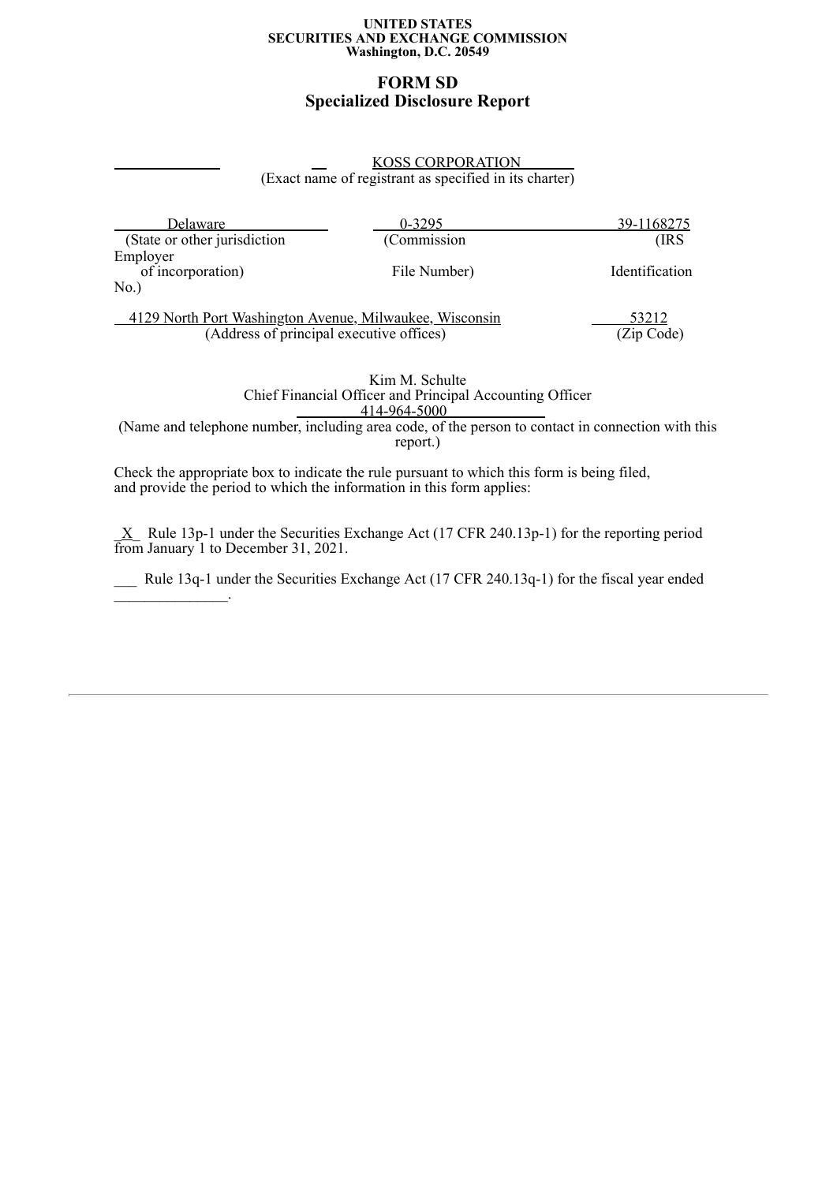**UNITED STATES**
**SECURITIES AND EXCHANGE COMMISSION**
**Washington, D.C. 20549**

# FORM SD
## Specialized Disclosure Report

KOSS CORPORATION
(Exact name of registrant as specified in its charter)

| Delaware | 0-3295 | 39-1168275 |
|---|---|---|
| (State or other jurisdiction of incorporation) | (Commission File Number) | (IRS Employer Identification No.) |

| 4129 North Port Washington Avenue, Milwaukee, Wisconsin | 53212 |
|---|---|
| (Address of principal executive offices) | (Zip Code) |

Kim M. Schulte
Chief Financial Officer and Principal Accounting Officer
414-964-5000
(Name and telephone number, including area code, of the person to contact in connection with this report.)

Check the appropriate box to indicate the rule pursuant to which this form is being filed, and provide the period to which the information in this form applies:

_X_ Rule 13p-1 under the Securities Exchange Act (17 CFR 240.13p-1) for the reporting period from January 1 to December 31, 2021.

___ Rule 13q-1 under the Securities Exchange Act (17 CFR 240.13q-1) for the fiscal year ended _______________.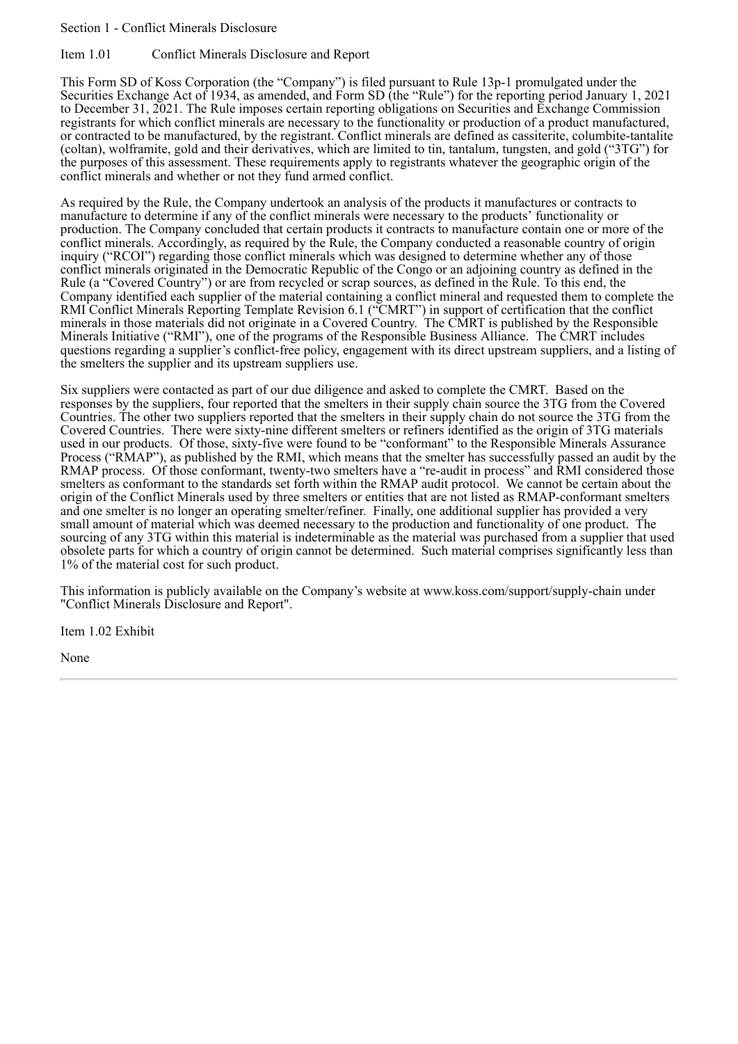Section 1 - Conflict Minerals Disclosure

Item 1.01 Conflict Minerals Disclosure and Report

This Form SD of Koss Corporation (the "Company") is filed pursuant to Rule 13p-1 promulgated under the Securities Exchange Act of 1934, as amended, and Form SD (the "Rule") for the reporting period January 1, 2021 to December 31, 2021. The Rule imposes certain reporting obligations on Securities and Exchange Commission registrants for which conflict minerals are necessary to the functionality or production of a product manufactured, or contracted to be manufactured, by the registrant. Conflict minerals are defined as cassiterite, columbite-tantalite (coltan), wolframite, gold and their derivatives, which are limited to tin, tantalum, tungsten, and gold ("3TG") for the purposes of this assessment. These requirements apply to registrants whatever the geographic origin of the conflict minerals and whether or not they fund armed conflict.

As required by the Rule, the Company undertook an analysis of the products it manufactures or contracts to manufacture to determine if any of the conflict minerals were necessary to the products' functionality or production. The Company concluded that certain products it contracts to manufacture contain one or more of the conflict minerals. Accordingly, as required by the Rule, the Company conducted a reasonable country of origin inquiry ("RCOI") regarding those conflict minerals which was designed to determine whether any of those conflict minerals originated in the Democratic Republic of the Congo or an adjoining country as defined in the Rule (a "Covered Country") or are from recycled or scrap sources, as defined in the Rule. To this end, the Company identified each supplier of the material containing a conflict mineral and requested them to complete the RMI Conflict Minerals Reporting Template Revision 6.1 ("CMRT") in support of certification that the conflict minerals in those materials did not originate in a Covered Country. The CMRT is published by the Responsible Minerals Initiative ("RMI"), one of the programs of the Responsible Business Alliance. The CMRT includes questions regarding a supplier's conflict-free policy, engagement with its direct upstream suppliers, and a listing of the smelters the supplier and its upstream suppliers use.

Six suppliers were contacted as part of our due diligence and asked to complete the CMRT. Based on the responses by the suppliers, four reported that the smelters in their supply chain source the 3TG from the Covered Countries. The other two suppliers reported that the smelters in their supply chain do not source the 3TG from the Covered Countries. There were sixty-nine different smelters or refiners identified as the origin of 3TG materials used in our products. Of those, sixty-five were found to be "conformant" to the Responsible Minerals Assurance Process ("RMAP"), as published by the RMI, which means that the smelter has successfully passed an audit by the RMAP process. Of those conformant, twenty-two smelters have a "re-audit in process" and RMI considered those smelters as conformant to the standards set forth within the RMAP audit protocol. We cannot be certain about the origin of the Conflict Minerals used by three smelters or entities that are not listed as RMAP-conformant smelters and one smelter is no longer an operating smelter/refiner. Finally, one additional supplier has provided a very small amount of material which was deemed necessary to the production and functionality of one product. The sourcing of any 3TG within this material is indeterminable as the material was purchased from a supplier that used obsolete parts for which a country of origin cannot be determined. Such material comprises significantly less than 1% of the material cost for such product.

This information is publicly available on the Company's website at www.koss.com/support/supply-chain under "Conflict Minerals Disclosure and Report".

Item 1.02 Exhibit

None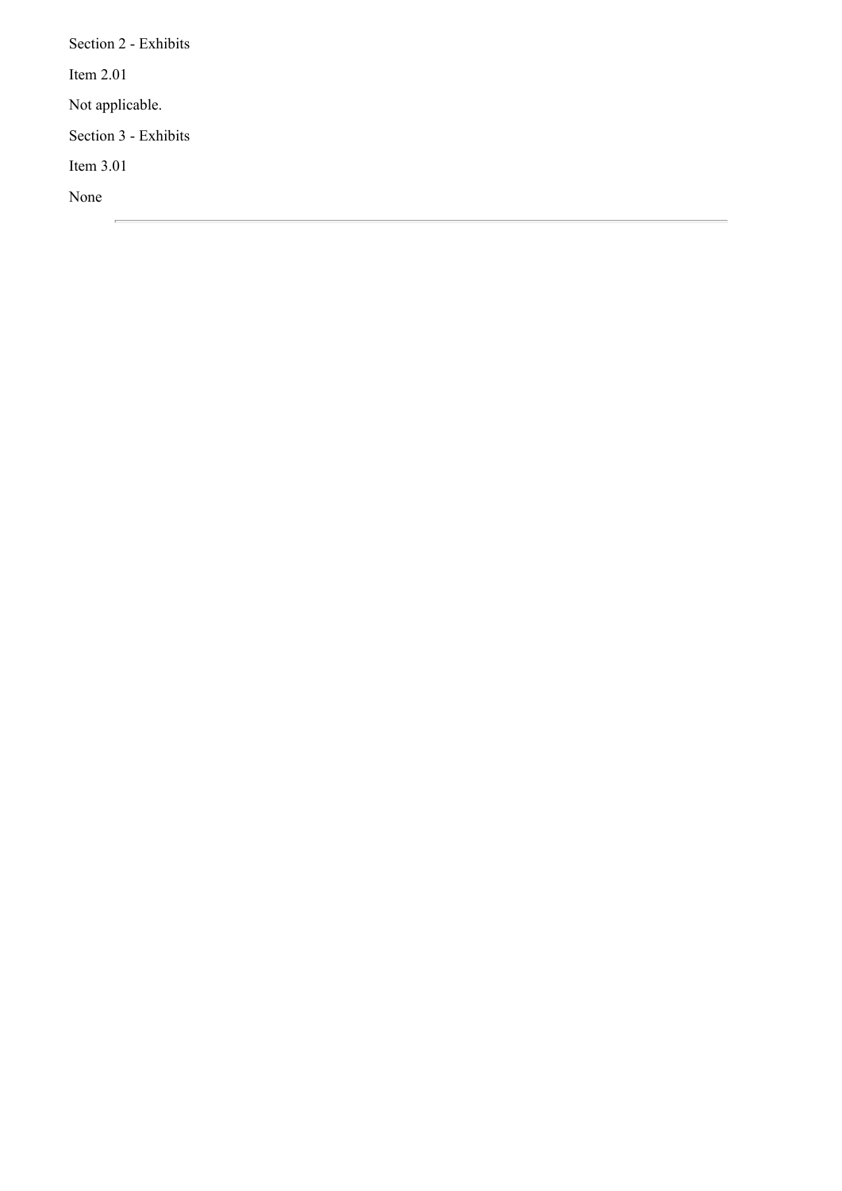Section 2 - Exhibits

Item 2.01

Not applicable.

Section 3 - Exhibits

Item 3.01

None

---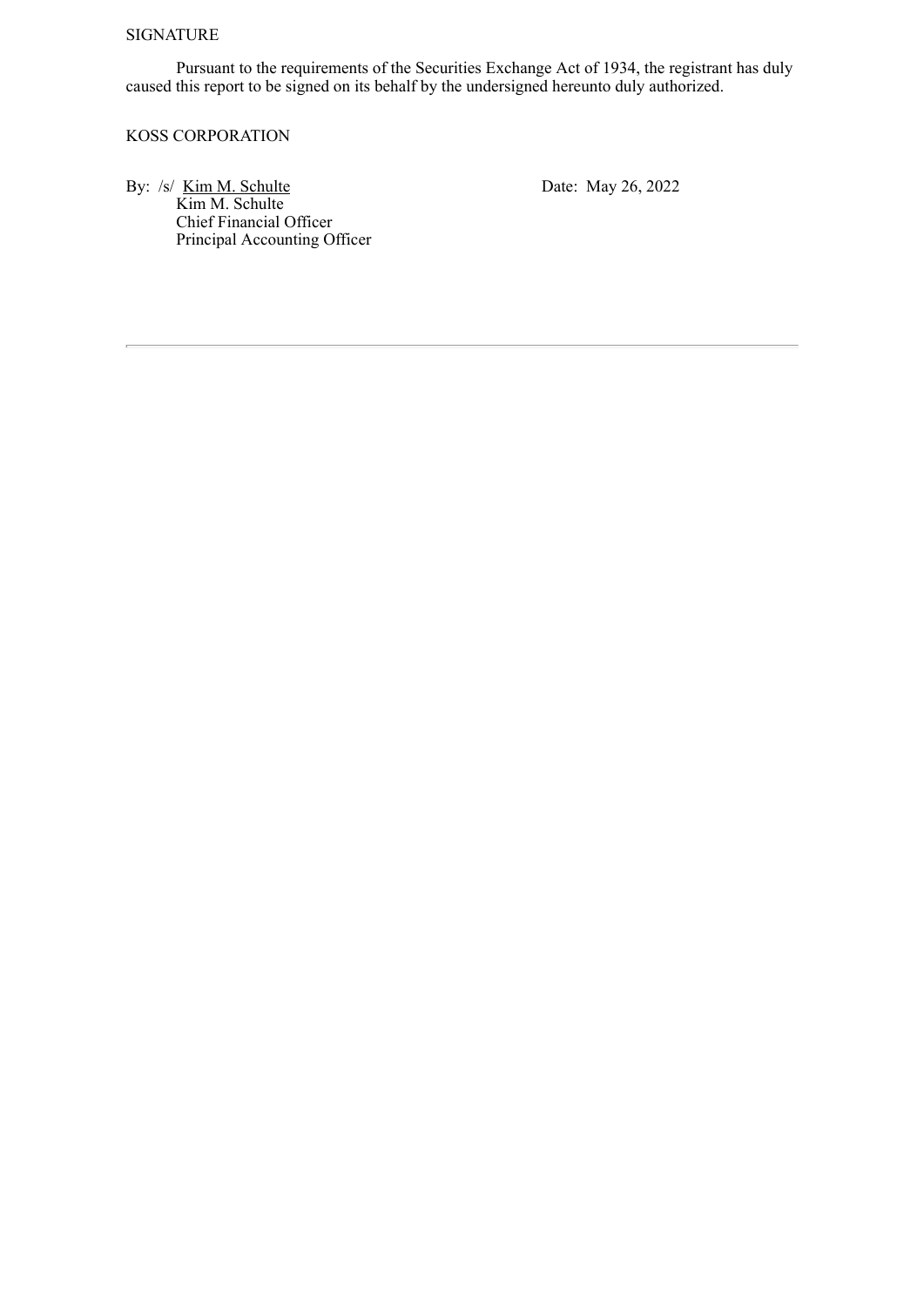SIGNATURE

Pursuant to the requirements of the Securities Exchange Act of 1934, the registrant has duly caused this report to be signed on its behalf by the undersigned hereunto duly authorized.

KOSS CORPORATION

By: /s/ Kim M. Schulte
Kim M. Schulte
Chief Financial Officer
Principal Accounting Officer

Date: May 26, 2022